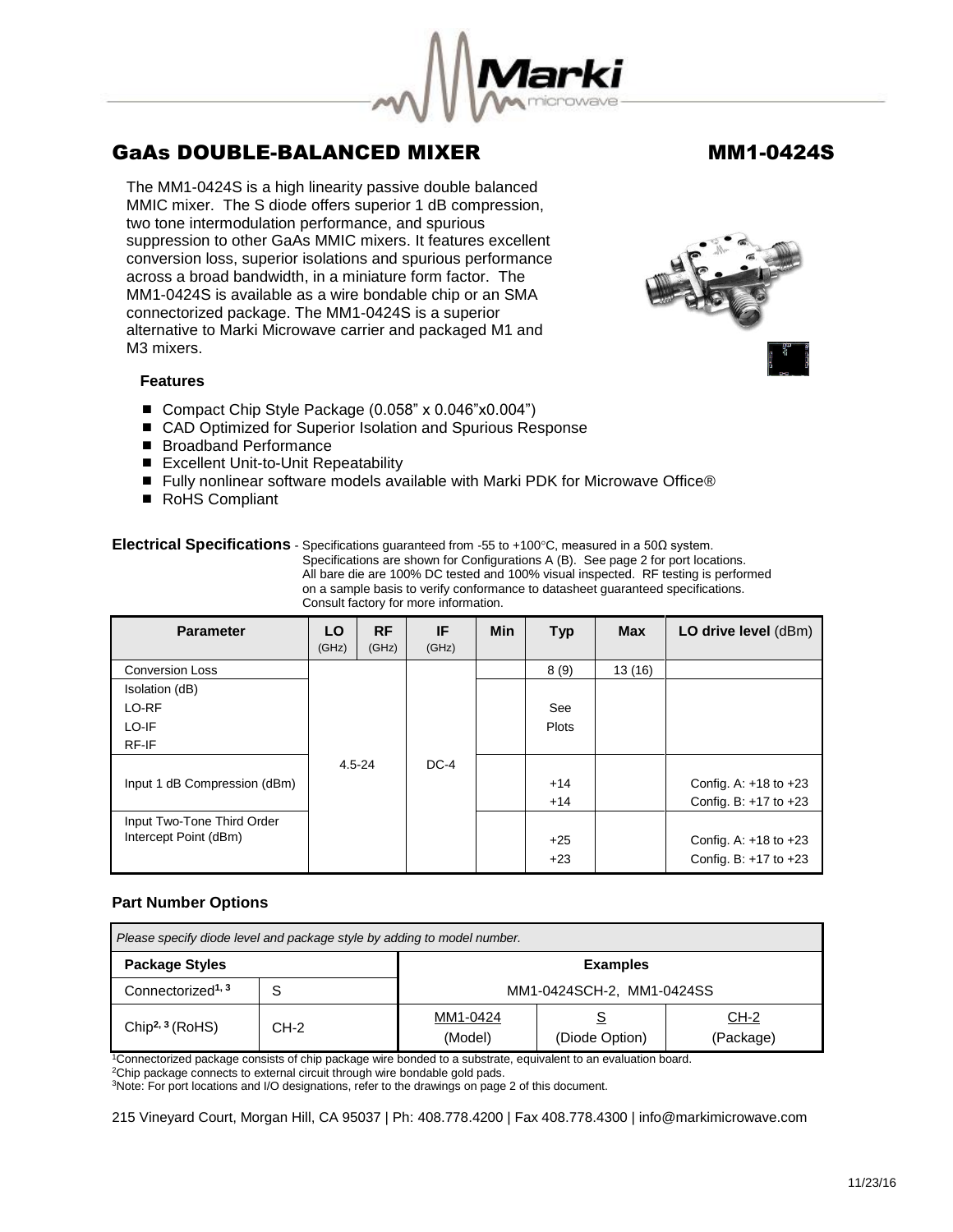# GaAs DOUBLE-BALANCED MIXER

# MM1-0424S

The MM1-0424S is a high linearity passive double balanced MMIC mixer. The S diode offers superior 1 dB compression, two tone intermodulation performance, and spurious suppression to other GaAs MMIC mixers. It features excellent conversion loss, superior isolations and spurious performance across a broad bandwidth, in a miniature form factor. The MM1-0424S is available as a wire bondable chip or an SMA connectorized package. The MM1-0424S is a superior alternative to Marki Microwave carrier and packaged M1 and M3 mixers.

### Features

- Compact Chip Style Package (0.058" x 0.046"x0.004")
- CAD Optimized for Superior Isolation and Spurious Response
- Broadband Performance
- Excellent Unit-to-Unit Repeatability
- Fully nonlinear software models available with Marki PDK for Microwave Office®
- RoHS Compliant

**Electrical Specifications** - Specifications guaranteed from -55 to +100°C, measured in a 50Ω system. Specifications are shown for Configurations A (B). See page 2 for port locations. All bare die are 100% DC tested and 100% visual inspected. RF testing is performed on a sample basis to verify conformance to datasheet guaranteed specifications. Consult factory for more information.

| Parameter | LO (GHz) | RF (GHz) | IF (GHz) | Min | Typ | Max | LO drive level (dBm) |
|---|---|---|---|---|---|---|---|
| Conversion Loss | 4.5-24 | | DC-4 | | 8 (9) | 13 (16) | |
| Isolation (dB)<br>LO-RF<br>LO-IF<br>RF-IF | | | | | See Plots | | |
| Input 1 dB Compression (dBm) | | | | | +14<br>+14 | | Config. A: +18 to +23<br>Config. B: +17 to +23 |
| Input Two-Tone Third Order Intercept Point (dBm) | | | | | +25<br>+23 | | Config. A: +18 to +23<br>Config. B: +17 to +23 |

### Part Number Options

| *Please specify diode level and package style by adding to model number.* | | | | |
|---|---|---|---|---|
| **Package Styles** | | **Examples** | | |
| Connectorized[1,3] | S | MM1-0424SCH-2, MM1-0424SS | | |
| Chip[2,3] (RoHS) | CH-2 | MM1-0424 (Model) | S (Diode Option) | CH-2 (Package) |

[1]Connectorized package consists of chip package wire bonded to a substrate, equivalent to an evaluation board.
[2]Chip package connects to external circuit through wire bondable gold pads.
[3]Note: For port locations and I/O designations, refer to the drawings on page 2 of this document.

215 Vineyard Court, Morgan Hill, CA 95037 | Ph: 408.778.4200 | Fax 408.778.4300 | info@markimicrowave.com

11/23/16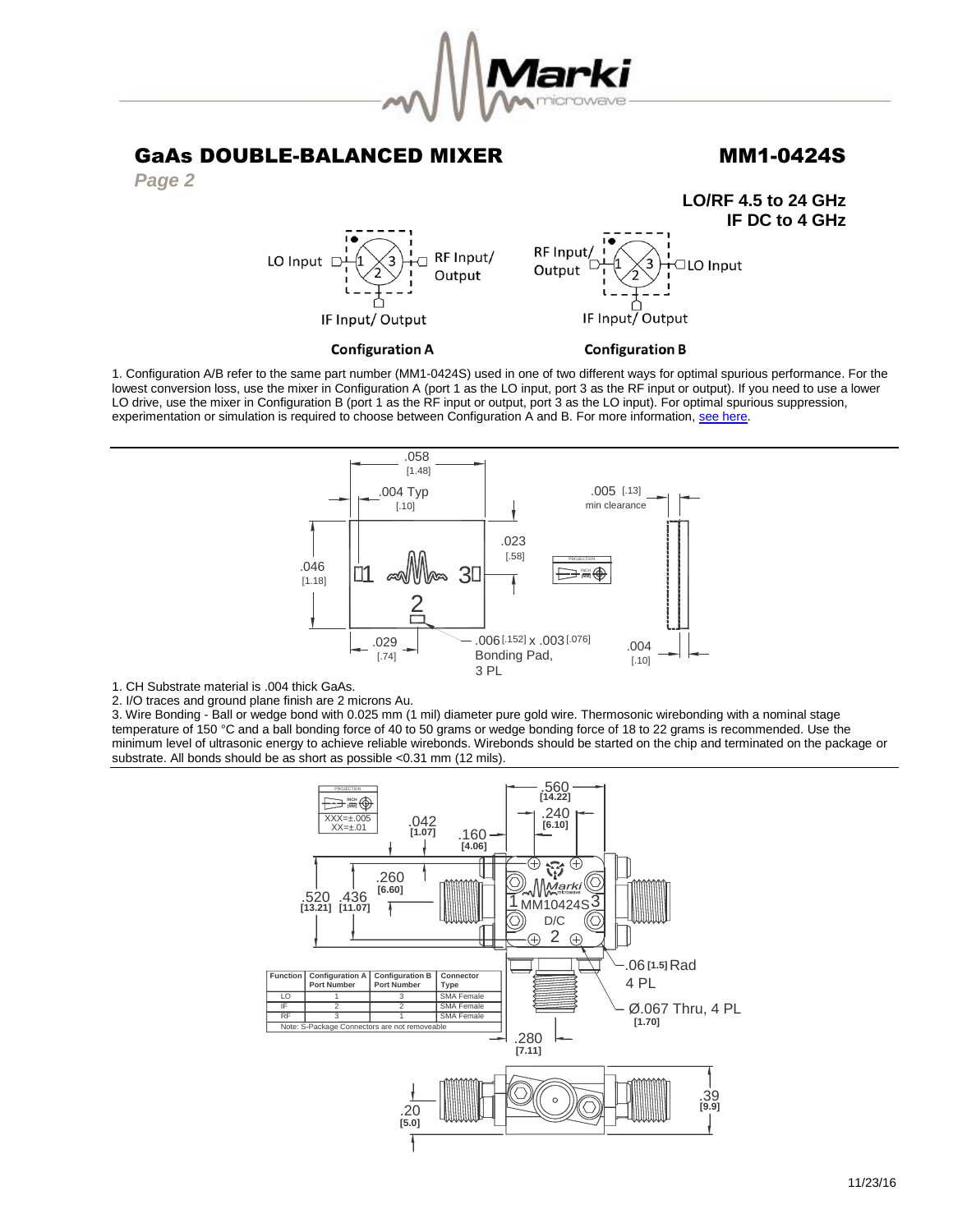# GaAs DOUBLE-BALANCED MIXER

# MM1-0424S

*Page 2*

**LO/RF 4.5 to 24 GHz**
**IF DC to 4 GHz**

LO Input
RF Input/ Output
IF Input/ Output
**Configuration A**

RF Input/ Output
LO Input
IF Input/ Output
**Configuration B**

1. Configuration A/B refer to the same part number (MM1-0424S) used in one of two different ways for optimal spurious performance. For the lowest conversion loss, use the mixer in Configuration A (port 1 as the LO input, port 3 as the RF input or output). If you need to use a lower LO drive, use the mixer in Configuration B (port 1 as the RF input or output, port 3 as the LO input). For optimal spurious suppression, experimentation or simulation is required to choose between Configuration A and B. For more information, see here.

.058 [1.48]
.004 Typ [.10]
.005 [.13] min clearance
.023 [.58]
.046 [1.18]
.029 [.74]
.006 [.152] x .003 [.076] Bonding Pad, 3 PL
.004 [.10]

1. CH Substrate material is .004 thick GaAs.
2. I/O traces and ground plane finish are 2 microns Au.
3. Wire Bonding - Ball or wedge bond with 0.025 mm (1 mil) diameter pure gold wire. Thermosonic wirebonding with a nominal stage temperature of 150 °C and a ball bonding force of 40 to 50 grams or wedge bonding force of 18 to 22 grams is recommended. Use the minimum level of ultrasonic energy to achieve reliable wirebonds. Wirebonds should be started on the chip and terminated on the package or substrate. All bonds should be as short as possible <0.31 mm (12 mils).

XXX=±.005
XX=±.01
.560 [14.22]
.240 [6.10]
.042 [1.07]
.160 [4.06]
.260 [6.60]
.520 [13.21]
.436 [11.07]
MM10424S
D/C
.06 [1.5] Rad 4 PL
Ø.067 Thru, 4 PL [1.70]
.280 [7.11]
.20 [5.0]
.39 [9.9]

| Function | Configuration A Port Number | Configuration B Port Number | Connector Type |
|---|---|---|---|
| LO | 1 | 3 | SMA Female |
| IF | 2 | 2 | SMA Female |
| RF | 3 | 1 | SMA Female |

Note: S-Package Connectors are not removeable

11/23/16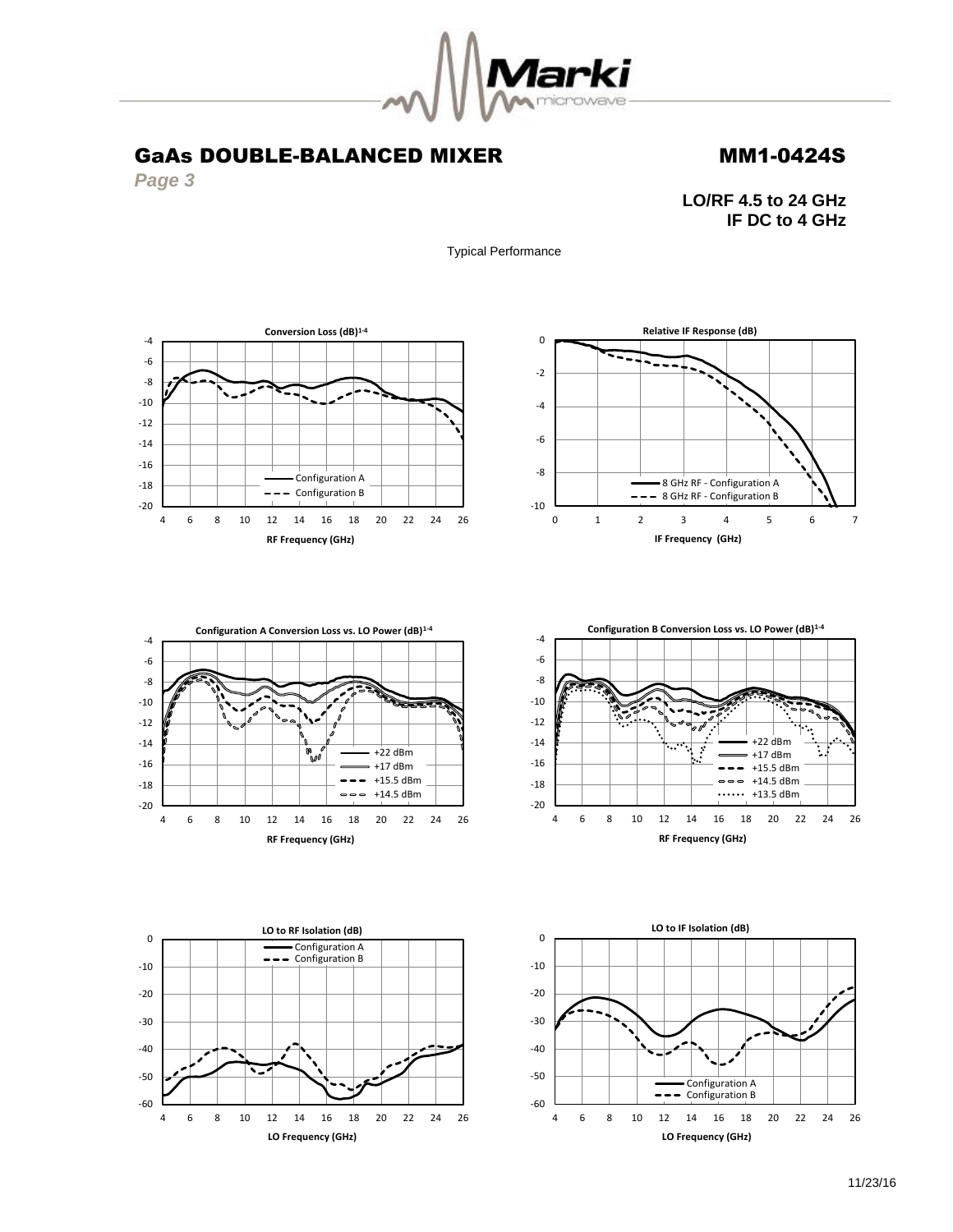# GaAs DOUBLE-BALANCED MIXER

# MM1-0424S

*Page 3*

**LO/RF 4.5 to 24 GHz**
**IF DC to 4 GHz**

Typical Performance

**Conversion Loss (dB)[1-4]**

Configuration A
Configuration B

RF Frequency (GHz)

**Relative IF Response (dB)**

8 GHz RF - Configuration A
8 GHz RF - Configuration B

IF Frequency (GHz)

**Configuration A Conversion Loss vs. LO Power (dB)[1-4]**

+22 dBm
+17 dBm
+15.5 dBm
+14.5 dBm

RF Frequency (GHz)

**Configuration B Conversion Loss vs. LO Power (dB)[1-4]**

+22 dBm
+17 dBm
+15.5 dBm
+14.5 dBm
+13.5 dBm

RF Frequency (GHz)

**LO to RF Isolation (dB)**

Configuration A
Configuration B

LO Frequency (GHz)

**LO to IF Isolation (dB)**

Configuration A
Configuration B

LO Frequency (GHz)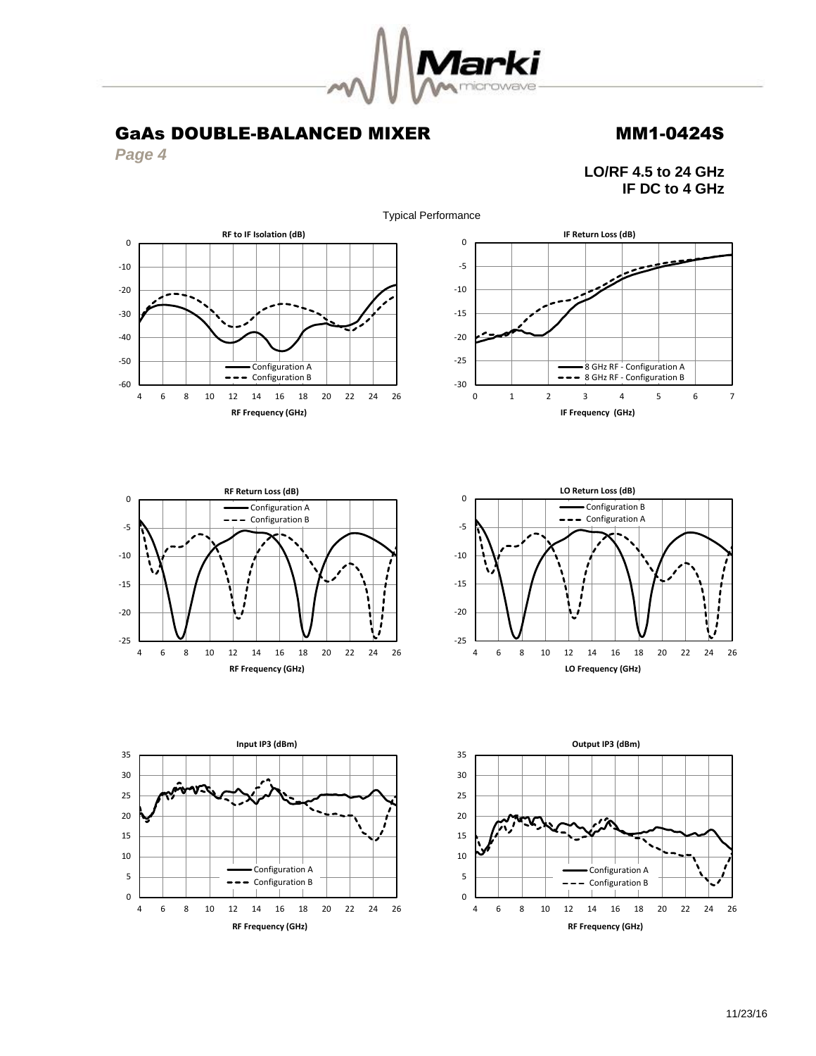# GaAs DOUBLE-BALANCED MIXER

# MM1-0424S

*Page 4*

**LO/RF 4.5 to 24 GHz**
**IF DC to 4 GHz**

Typical Performance

**RF to IF Isolation (dB)**

0
-10
-20
-30
-40
-50
-60

4 6 8 10 12 14 16 18 20 22 24 26

**RF Frequency (GHz)**

Configuration A
Configuration B

**IF Return Loss (dB)**

0
-5
-10
-15
-20
-25
-30

0 1 2 3 4 5 6 7

**IF Frequency (GHz)**

8 GHz RF - Configuration A
8 GHz RF - Configuration B

**RF Return Loss (dB)**

0
-5
-10
-15
-20
-25

4 6 8 10 12 14 16 18 20 22 24 26

**RF Frequency (GHz)**

Configuration A
Configuration B

**LO Return Loss (dB)**

0
-5
-10
-15
-20
-25

4 6 8 10 12 14 16 18 20 22 24 26

**LO Frequency (GHz)**

Configuration B
Configuration A

**Input IP3 (dBm)**

35
30
25
20
15
10
5
0

4 6 8 10 12 14 16 18 20 22 24 26

**RF Frequency (GHz)**

Configuration A
Configuration B

**Output IP3 (dBm)**

35
30
25
20
15
10
5
0

4 6 8 10 12 14 16 18 20 22 24 26

**RF Frequency (GHz)**

Configuration A
Configuration B

11/23/16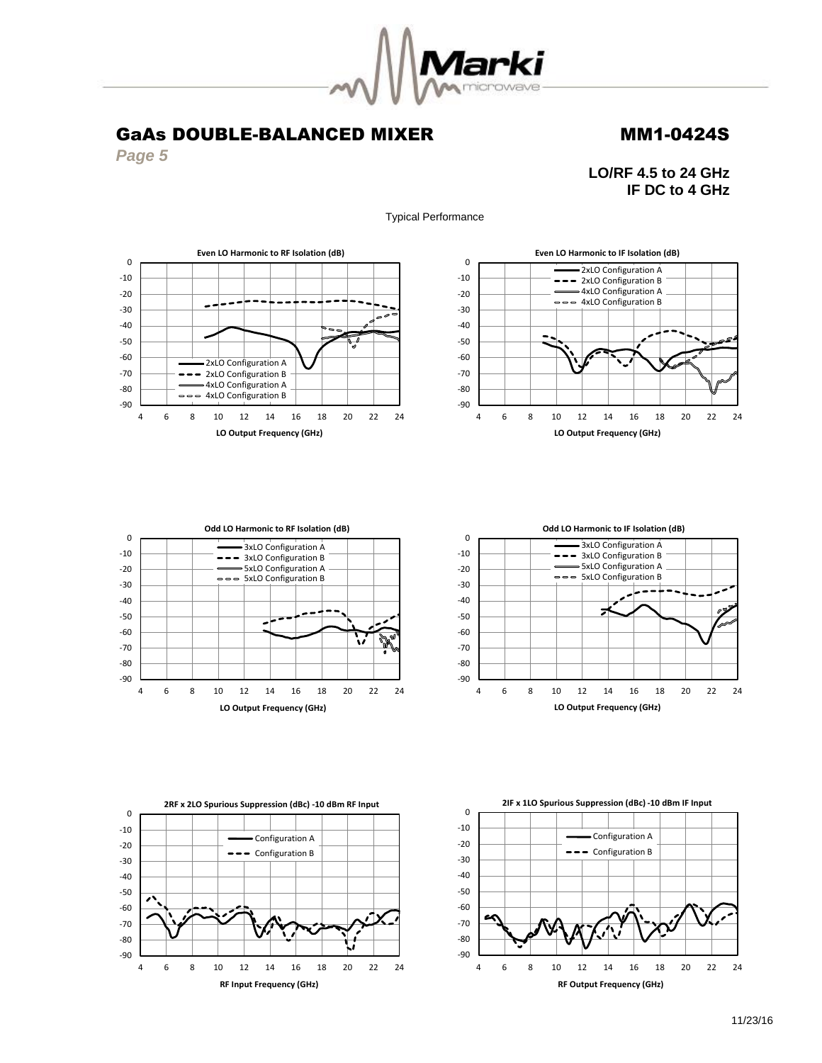# GaAs DOUBLE-BALANCED MIXER

# MM1-0424S

*Page 5*

**LO/RF 4.5 to 24 GHz**
**IF DC to 4 GHz**

Typical Performance

**Even LO Harmonic to RF Isolation (dB)**

0
-10
-20
-30
-40
-50
-60
-70
-80
-90

4 6 8 10 12 14 16 18 20 22 24

**LO Output Frequency (GHz)**

2xLO Configuration A
2xLO Configuration B
4xLO Configuration A
4xLO Configuration B

**Even LO Harmonic to IF Isolation (dB)**

0
-10
-20
-30
-40
-50
-60
-70
-80
-90

4 6 8 10 12 14 16 18 20 22 24

**LO Output Frequency (GHz)**

2xLO Configuration A
2xLO Configuration B
4xLO Configuration A
4xLO Configuration B

**Odd LO Harmonic to RF Isolation (dB)**

0
-10
-20
-30
-40
-50
-60
-70
-80
-90

4 6 8 10 12 14 16 18 20 22 24

**LO Output Frequency (GHz)**

3xLO Configuration A
3xLO Configuration B
5xLO Configuration A
5xLO Configuration B

**Odd LO Harmonic to IF Isolation (dB)**

0
-10
-20
-30
-40
-50
-60
-70
-80
-90

4 6 8 10 12 14 16 18 20 22 24

**LO Output Frequency (GHz)**

3xLO Configuration A
3xLO Configuration B
5xLO Configuration A
5xLO Configuration B

**2RF x 2LO Spurious Suppression (dBc) -10 dBm RF Input**

0
-10
-20
-30
-40
-50
-60
-70
-80
-90

4 6 8 10 12 14 16 18 20 22 24

**RF Input Frequency (GHz)**

Configuration A
Configuration B

**2IF x 1LO Spurious Suppression (dBc) -10 dBm IF Input**

0
-10
-20
-30
-40
-50
-60
-70
-80
-90

4 6 8 10 12 14 16 18 20 22 24

**RF Output Frequency (GHz)**

Configuration A
Configuration B

11/23/16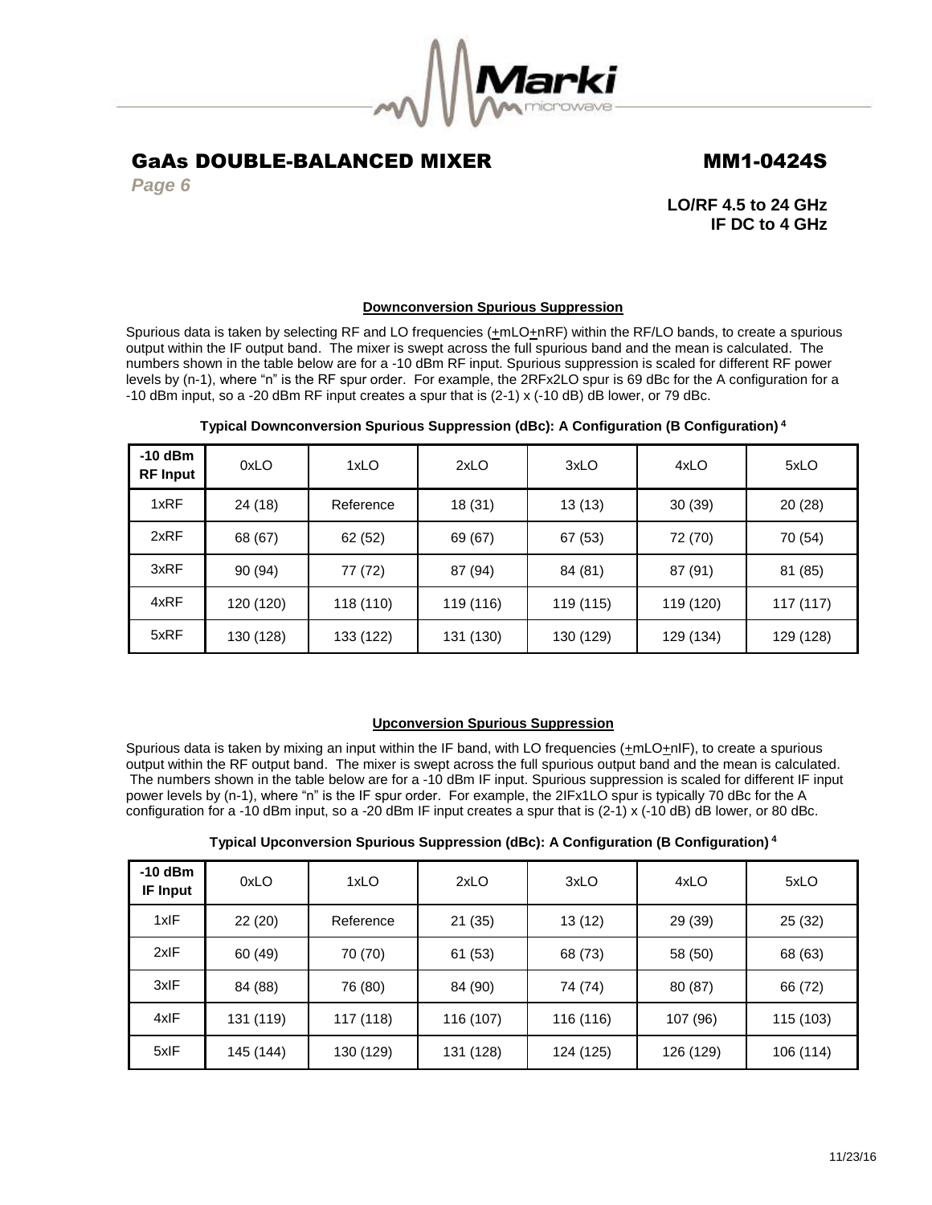# GaAs DOUBLE-BALANCED MIXER MM1-0424S

**LO/RF 4.5 to 24 GHz**
**IF DC to 4 GHz**

## Downconversion Spurious Suppression

Spurious data is taken by selecting RF and LO frequencies (±mLO±nRF) within the RF/LO bands, to create a spurious output within the IF output band. The mixer is swept across the full spurious band and the mean is calculated. The numbers shown in the table below are for a -10 dBm RF input. Spurious suppression is scaled for different RF power levels by (n-1), where "n" is the RF spur order. For example, the 2RFx2LO spur is 69 dBc for the A configuration for a -10 dBm input, so a -20 dBm RF input creates a spur that is (2-1) x (-10 dB) dB lower, or 79 dBc.

**Typical Downconversion Spurious Suppression (dBc): A Configuration (B Configuration) [4]**

| -10 dBm RF Input | 0xLO | 1xLO | 2xLO | 3xLO | 4xLO | 5xLO |
|---|---|---|---|---|---|---|
| 1xRF | 24 (18) | Reference | 18 (31) | 13 (13) | 30 (39) | 20 (28) |
| 2xRF | 68 (67) | 62 (52) | 69 (67) | 67 (53) | 72 (70) | 70 (54) |
| 3xRF | 90 (94) | 77 (72) | 87 (94) | 84 (81) | 87 (91) | 81 (85) |
| 4xRF | 120 (120) | 118 (110) | 119 (116) | 119 (115) | 119 (120) | 117 (117) |
| 5xRF | 130 (128) | 133 (122) | 131 (130) | 130 (129) | 129 (134) | 129 (128) |

## Upconversion Spurious Suppression

Spurious data is taken by mixing an input within the IF band, with LO frequencies (±mLO±nIF), to create a spurious output within the RF output band. The mixer is swept across the full spurious output band and the mean is calculated. The numbers shown in the table below are for a -10 dBm IF input. Spurious suppression is scaled for different IF input power levels by (n-1), where "n" is the IF spur order. For example, the 2IFx1LO spur is typically 70 dBc for the A configuration for a -10 dBm input, so a -20 dBm IF input creates a spur that is (2-1) x (-10 dB) dB lower, or 80 dBc.

**Typical Upconversion Spurious Suppression (dBc): A Configuration (B Configuration) [4]**

| -10 dBm IF Input | 0xLO | 1xLO | 2xLO | 3xLO | 4xLO | 5xLO |
|---|---|---|---|---|---|---|
| 1xIF | 22 (20) | Reference | 21 (35) | 13 (12) | 29 (39) | 25 (32) |
| 2xIF | 60 (49) | 70 (70) | 61 (53) | 68 (73) | 58 (50) | 68 (63) |
| 3xIF | 84 (88) | 76 (80) | 84 (90) | 74 (74) | 80 (87) | 66 (72) |
| 4xIF | 131 (119) | 117 (118) | 116 (107) | 116 (116) | 107 (96) | 115 (103) |
| 5xIF | 145 (144) | 130 (129) | 131 (128) | 124 (125) | 126 (129) | 106 (114) |

11/23/16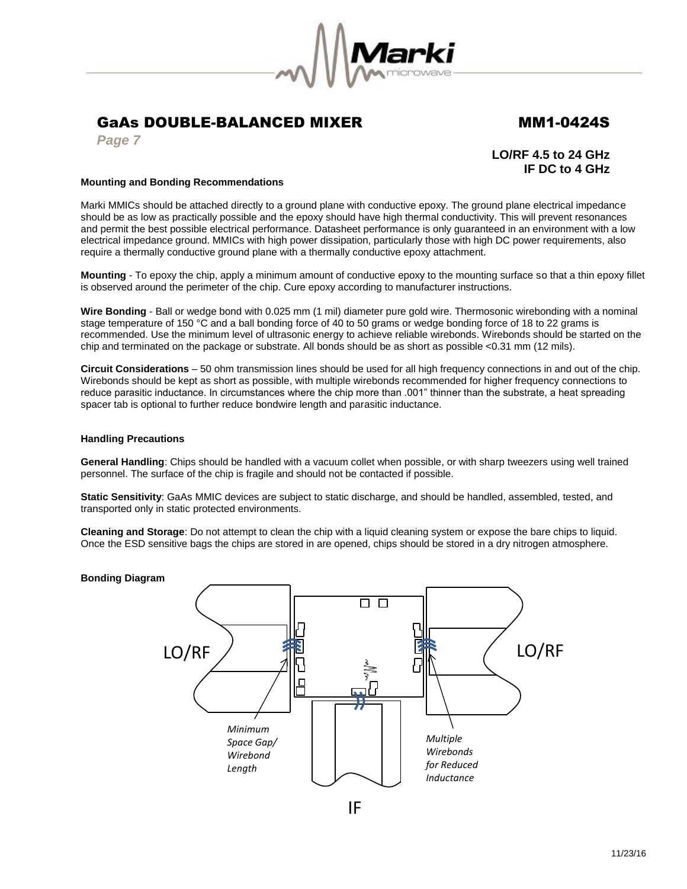# GaAs DOUBLE-BALANCED MIXER

# MM1-0424S

*Page 7*

**LO/RF 4.5 to 24 GHz**
**IF DC to 4 GHz**

**Mounting and Bonding Recommendations**

Marki MMICs should be attached directly to a ground plane with conductive epoxy. The ground plane electrical impedance should be as low as practically possible and the epoxy should have high thermal conductivity. This will prevent resonances and permit the best possible electrical performance. Datasheet performance is only guaranteed in an environment with a low electrical impedance ground. MMICs with high power dissipation, particularly those with high DC power requirements, also require a thermally conductive ground plane with a thermally conductive epoxy attachment.

**Mounting** - To epoxy the chip, apply a minimum amount of conductive epoxy to the mounting surface so that a thin epoxy fillet is observed around the perimeter of the chip. Cure epoxy according to manufacturer instructions.

**Wire Bonding** - Ball or wedge bond with 0.025 mm (1 mil) diameter pure gold wire. Thermosonic wirebonding with a nominal stage temperature of 150 °C and a ball bonding force of 40 to 50 grams or wedge bonding force of 18 to 22 grams is recommended. Use the minimum level of ultrasonic energy to achieve reliable wirebonds. Wirebonds should be started on the chip and terminated on the package or substrate. All bonds should be as short as possible <0.31 mm (12 mils).

**Circuit Considerations** – 50 ohm transmission lines should be used for all high frequency connections in and out of the chip. Wirebonds should be kept as short as possible, with multiple wirebonds recommended for higher frequency connections to reduce parasitic inductance. In circumstances where the chip more than .001" thinner than the substrate, a heat spreading spacer tab is optional to further reduce bondwire length and parasitic inductance.

**Handling Precautions**

**General Handling**: Chips should be handled with a vacuum collet when possible, or with sharp tweezers using well trained personnel. The surface of the chip is fragile and should not be contacted if possible.

**Static Sensitivity**: GaAs MMIC devices are subject to static discharge, and should be handled, assembled, tested, and transported only in static protected environments.

**Cleaning and Storage**: Do not attempt to clean the chip with a liquid cleaning system or expose the bare chips to liquid. Once the ESD sensitive bags the chips are stored in are opened, chips should be stored in a dry nitrogen atmosphere.

**Bonding Diagram**

LO/RF

LO/RF

*Minimum Space Gap/ Wirebond Length*

*Multiple Wirebonds for Reduced Inductance*

IF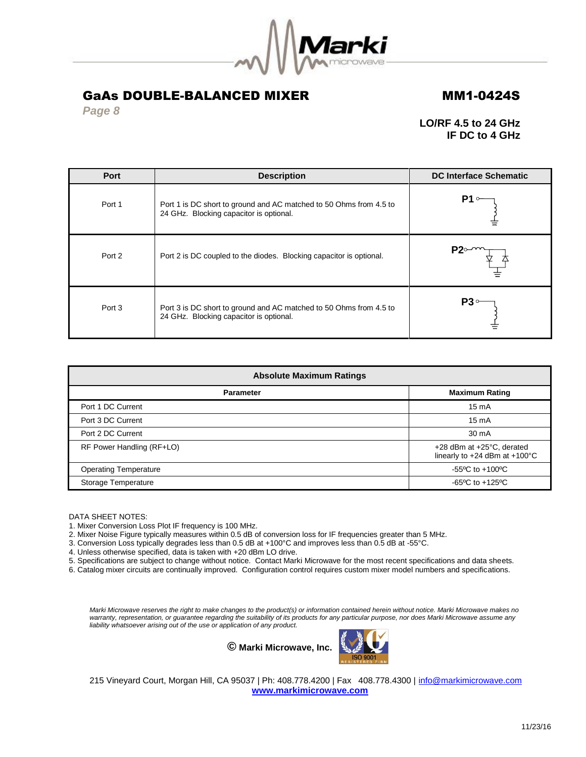# GaAs DOUBLE-BALANCED MIXER

# MM1-0424S

**LO/RF 4.5 to 24 GHz**
**IF DC to 4 GHz**

| Port | Description | DC Interface Schematic |
|---|---|---|
| Port 1 | Port 1 is DC short to ground and AC matched to 50 Ohms from 4.5 to 24 GHz. Blocking capacitor is optional. | P1 |
| Port 2 | Port 2 is DC coupled to the diodes. Blocking capacitor is optional. | P2 |
| Port 3 | Port 3 is DC short to ground and AC matched to 50 Ohms from 4.5 to 24 GHz. Blocking capacitor is optional. | P3 |

| Absolute Maximum Ratings | |
|---|---|
| **Parameter** | **Maximum Rating** |
| Port 1 DC Current | 15 mA |
| Port 3 DC Current | 15 mA |
| Port 2 DC Current | 30 mA |
| RF Power Handling (RF+LO) | +28 dBm at +25°C, derated linearly to +24 dBm at +100°C |
| Operating Temperature | -55ºC to +100ºC |
| Storage Temperature | -65ºC to +125ºC |

DATA SHEET NOTES:

1. Mixer Conversion Loss Plot IF frequency is 100 MHz.
2. Mixer Noise Figure typically measures within 0.5 dB of conversion loss for IF frequencies greater than 5 MHz.
3. Conversion Loss typically degrades less than 0.5 dB at +100°C and improves less than 0.5 dB at -55°C.
4. Unless otherwise specified, data is taken with +20 dBm LO drive.
5. Specifications are subject to change without notice. Contact Marki Microwave for the most recent specifications and data sheets.
6. Catalog mixer circuits are continually improved. Configuration control requires custom mixer model numbers and specifications.

*Marki Microwave reserves the right to make changes to the product(s) or information contained herein without notice. Marki Microwave makes no warranty, representation, or guarantee regarding the suitability of its products for any particular purpose, nor does Marki Microwave assume any liability whatsoever arising out of the use or application of any product.*

**© Marki Microwave, Inc.**

215 Vineyard Court, Morgan Hill, CA 95037 | Ph: 408.778.4200 | Fax 408.778.4300 | info@markimicrowave.com
**www.markimicrowave.com**

11/23/16